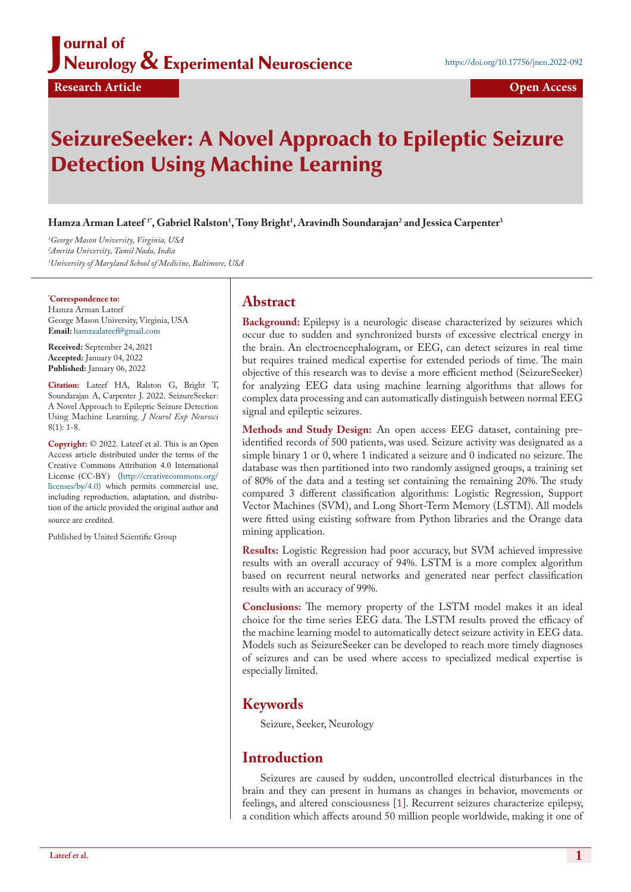Journal of Neurology & Experimental Neuroscience

https://doi.org/10.17756/jnen.2022-092

Research Article | Open Access

# SeizureSeeker: A Novel Approach to Epileptic Seizure Detection Using Machine Learning

**Hamza Arman Lateef [1*], Gabriel Ralston[1], Tony Bright[1], Aravindh Soundarajan[2] and Jessica Carpenter[3]**

[1]*George Mason University, Virginia, USA*
[2]*Amrita University, Tamil Nadu, India*
[3]*University of Maryland School of Medicine, Baltimore, USA*

**[*]Correspondence to:**
Hamza Arman Lateef
George Mason University, Virginia, USA
**Email:** hamzaalateef@gmail.com

**Received:** September 24, 2021
**Accepted:** January 04, 2022
**Published:** January 06, 2022

**Citation:** Lateef HA, Ralston G, Bright T, Soundarajan A, Carpenter J. 2022. SeizureSeeker: A Novel Approach to Epileptic Seizure Detection Using Machine Learning. *J Neurol Exp Neurosci* 8(1): 1-8.

**Copyright:** © 2022. Lateef et al. This is an Open Access article distributed under the terms of the Creative Commons Attribution 4.0 International License (CC-BY) (http://creativecommons.org/licenses/by/4.0) which permits commercial use, including reproduction, adaptation, and distribution of the article provided the original author and source are credited.

Published by United Scientific Group

## Abstract

**Background:** Epilepsy is a neurologic disease characterized by seizures which occur due to sudden and synchronized bursts of excessive electrical energy in the brain. An electroencephalogram, or EEG, can detect seizures in real time but requires trained medical expertise for extended periods of time. The main objective of this research was to devise a more efficient method (SeizureSeeker) for analyzing EEG data using machine learning algorithms that allows for complex data processing and can automatically distinguish between normal EEG signal and epileptic seizures.

**Methods and Study Design:** An open access EEG dataset, containing pre-identified records of 500 patients, was used. Seizure activity was designated as a simple binary 1 or 0, where 1 indicated a seizure and 0 indicated no seizure. The database was then partitioned into two randomly assigned groups, a training set of 80% of the data and a testing set containing the remaining 20%. The study compared 3 different classification algorithms: Logistic Regression, Support Vector Machines (SVM), and Long Short-Term Memory (LSTM). All models were fitted using existing software from Python libraries and the Orange data mining application.

**Results:** Logistic Regression had poor accuracy, but SVM achieved impressive results with an overall accuracy of 94%. LSTM is a more complex algorithm based on recurrent neural networks and generated near perfect classification results with an accuracy of 99%.

**Conclusions:** The memory property of the LSTM model makes it an ideal choice for the time series EEG data. The LSTM results proved the efficacy of the machine learning model to automatically detect seizure activity in EEG data. Models such as SeizureSeeker can be developed to reach more timely diagnoses of seizures and can be used where access to specialized medical expertise is especially limited.

## Keywords

Seizure, Seeker, Neurology

## Introduction

Seizures are caused by sudden, uncontrolled electrical disturbances in the brain and they can present in humans as changes in behavior, movements or feelings, and altered consciousness [1]. Recurrent seizures characterize epilepsy, a condition which affects around 50 million people worldwide, making it one of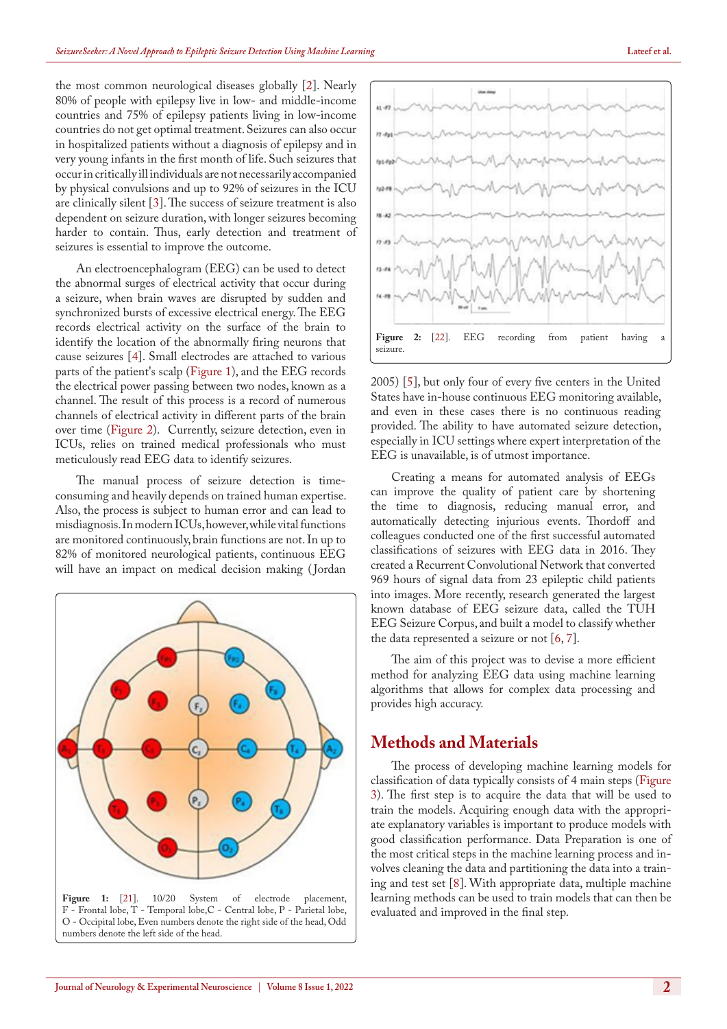the most common neurological diseases globally [2]. Nearly 80% of people with epilepsy live in low- and middle-income countries and 75% of epilepsy patients living in low-income countries do not get optimal treatment. Seizures can also occur in hospitalized patients without a diagnosis of epilepsy and in very young infants in the first month of life. Such seizures that occur in critically ill individuals are not necessarily accompanied by physical convulsions and up to 92% of seizures in the ICU are clinically silent [3]. The success of seizure treatment is also dependent on seizure duration, with longer seizures becoming harder to contain. Thus, early detection and treatment of seizures is essential to improve the outcome.

An electroencephalogram (EEG) can be used to detect the abnormal surges of electrical activity that occur during a seizure, when brain waves are disrupted by sudden and synchronized bursts of excessive electrical energy. The EEG records electrical activity on the surface of the brain to identify the location of the abnormally firing neurons that cause seizures [4]. Small electrodes are attached to various parts of the patient's scalp (Figure 1), and the EEG records the electrical power passing between two nodes, known as a channel. The result of this process is a record of numerous channels of electrical activity in different parts of the brain over time (Figure 2). Currently, seizure detection, even in ICUs, relies on trained medical professionals who must meticulously read EEG data to identify seizures.

The manual process of seizure detection is time-consuming and heavily depends on trained human expertise. Also, the process is subject to human error and can lead to misdiagnosis. In modern ICUs, however, while vital functions are monitored continuously, brain functions are not. In up to 82% of monitored neurological patients, continuous EEG will have an impact on medical decision making (Jordan 2005) [5], but only four of every five centers in the United States have in-house continuous EEG monitoring available, and even in these cases there is no continuous reading provided. The ability to have automated seizure detection, especially in ICU settings where expert interpretation of the EEG is unavailable, is of utmost importance.

**Figure 1:** [21]. 10/20 System of electrode placement, F - Frontal lobe, T - Temporal lobe, C - Central lobe, P - Parietal lobe, O - Occipital lobe, Even numbers denote the right side of the head, Odd numbers denote the left side of the head.

**Figure 2:** [22]. EEG recording from patient having a seizure.

Creating a means for automated analysis of EEGs can improve the quality of patient care by shortening the time to diagnosis, reducing manual error, and automatically detecting injurious events. Thordoff and colleagues conducted one of the first successful automated classifications of seizures with EEG data in 2016. They created a Recurrent Convolutional Network that converted 969 hours of signal data from 23 epileptic child patients into images. More recently, research generated the largest known database of EEG seizure data, called the TUH EEG Seizure Corpus, and built a model to classify whether the data represented a seizure or not [6, 7].

The aim of this project was to devise a more efficient method for analyzing EEG data using machine learning algorithms that allows for complex data processing and provides high accuracy.

## Methods and Materials

The process of developing machine learning models for classification of data typically consists of 4 main steps (Figure 3). The first step is to acquire the data that will be used to train the models. Acquiring enough data with the appropriate explanatory variables is important to produce models with good classification performance. Data Preparation is one of the most critical steps in the machine learning process and involves cleaning the data and partitioning the data into a training and test set [8]. With appropriate data, multiple machine learning methods can be used to train models that can then be evaluated and improved in the final step.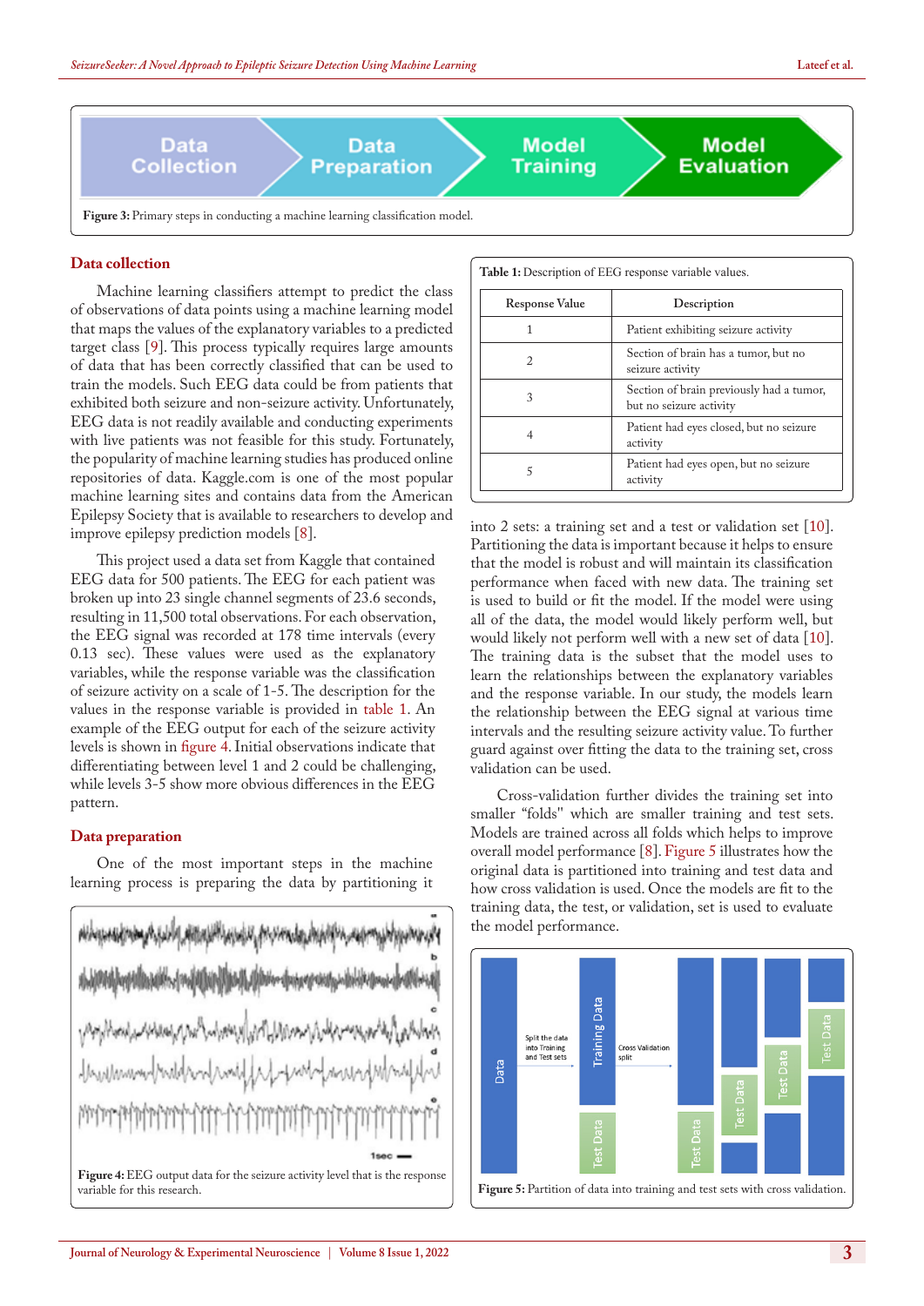Figure 3: Primary steps in conducting a machine learning classification model.

## Data collection

Machine learning classifiers attempt to predict the class of observations of data points using a machine learning model that maps the values of the explanatory variables to a predicted target class [9]. This process typically requires large amounts of data that has been correctly classified that can be used to train the models. Such EEG data could be from patients that exhibited both seizure and non-seizure activity. Unfortunately, EEG data is not readily available and conducting experiments with live patients was not feasible for this study. Fortunately, the popularity of machine learning studies has produced online repositories of data. Kaggle.com is one of the most popular machine learning sites and contains data from the American Epilepsy Society that is available to researchers to develop and improve epilepsy prediction models [8].

This project used a data set from Kaggle that contained EEG data for 500 patients. The EEG for each patient was broken up into 23 single channel segments of 23.6 seconds, resulting in 11,500 total observations. For each observation, the EEG signal was recorded at 178 time intervals (every 0.13 sec). These values were used as the explanatory variables, while the response variable was the classification of seizure activity on a scale of 1-5. The description for the values in the response variable is provided in table 1. An example of the EEG output for each of the seizure activity levels is shown in figure 4. Initial observations indicate that differentiating between level 1 and 2 could be challenging, while levels 3-5 show more obvious differences in the EEG pattern.

**Table 1:** Description of EEG response variable values.

| Response Value | Description |
|---|---|
| 1 | Patient exhibiting seizure activity |
| 2 | Section of brain has a tumor, but no seizure activity |
| 3 | Section of brain previously had a tumor, but no seizure activity |
| 4 | Patient had eyes closed, but no seizure activity |
| 5 | Patient had eyes open, but no seizure activity |

Figure 4: EEG output data for the seizure activity level that is the response variable for this research.

## Data preparation

One of the most important steps in the machine learning process is preparing the data by partitioning it into 2 sets: a training set and a test or validation set [10]. Partitioning the data is important because it helps to ensure that the model is robust and will maintain its classification performance when faced with new data. The training set is used to build or fit the model. If the model were using all of the data, the model would likely perform well, but would likely not perform well with a new set of data [10]. The training data is the subset that the model uses to learn the relationships between the explanatory variables and the response variable. In our study, the models learn the relationship between the EEG signal at various time intervals and the resulting seizure activity value. To further guard against over fitting the data to the training set, cross validation can be used.

Cross-validation further divides the training set into smaller "folds" which are smaller training and test sets. Models are trained across all folds which helps to improve overall model performance [8]. Figure 5 illustrates how the original data is partitioned into training and test data and how cross validation is used. Once the models are fit to the training data, the test, or validation, set is used to evaluate the model performance.

Figure 5: Partition of data into training and test sets with cross validation.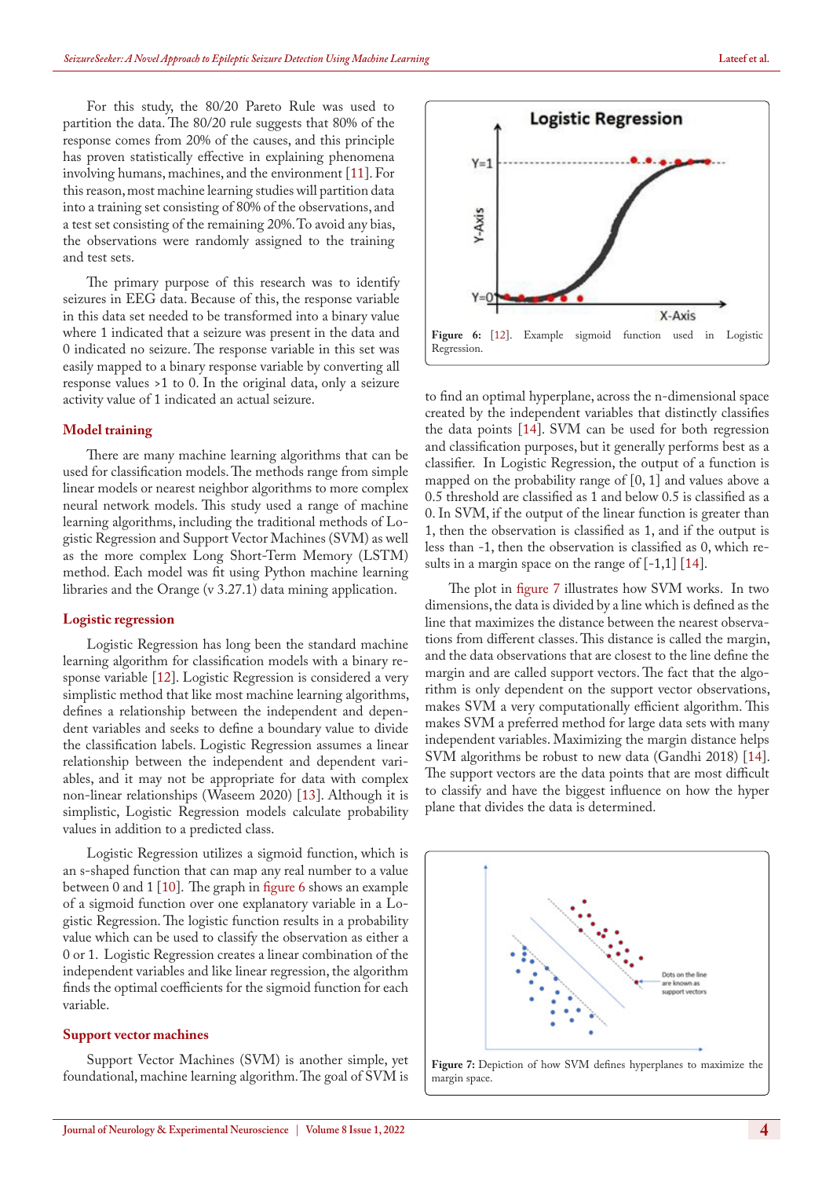For this study, the 80/20 Pareto Rule was used to partition the data. The 80/20 rule suggests that 80% of the response comes from 20% of the causes, and this principle has proven statistically effective in explaining phenomena involving humans, machines, and the environment [11]. For this reason, most machine learning studies will partition data into a training set consisting of 80% of the observations, and a test set consisting of the remaining 20%. To avoid any bias, the observations were randomly assigned to the training and test sets.

The primary purpose of this research was to identify seizures in EEG data. Because of this, the response variable in this data set needed to be transformed into a binary value where 1 indicated that a seizure was present in the data and 0 indicated no seizure. The response variable in this set was easily mapped to a binary response variable by converting all response values >1 to 0. In the original data, only a seizure activity value of 1 indicated an actual seizure.

## Model training

There are many machine learning algorithms that can be used for classification models. The methods range from simple linear models or nearest neighbor algorithms to more complex neural network models. This study used a range of machine learning algorithms, including the traditional methods of Logistic Regression and Support Vector Machines (SVM) as well as the more complex Long Short-Term Memory (LSTM) method. Each model was fit using Python machine learning libraries and the Orange (v 3.27.1) data mining application.

## Logistic regression

Logistic Regression has long been the standard machine learning algorithm for classification models with a binary response variable [12]. Logistic Regression is considered a very simplistic method that like most machine learning algorithms, defines a relationship between the independent and dependent variables and seeks to define a boundary value to divide the classification labels. Logistic Regression assumes a linear relationship between the independent and dependent variables, and it may not be appropriate for data with complex non-linear relationships (Waseem 2020) [13]. Although it is simplistic, Logistic Regression models calculate probability values in addition to a predicted class.

Logistic Regression utilizes a sigmoid function, which is an s-shaped function that can map any real number to a value between 0 and 1 [10]. The graph in figure 6 shows an example of a sigmoid function over one explanatory variable in a Logistic Regression. The logistic function results in a probability value which can be used to classify the observation as either a 0 or 1. Logistic Regression creates a linear combination of the independent variables and like linear regression, the algorithm finds the optimal coefficients for the sigmoid function for each variable.

**Figure 6:** [12]. Example sigmoid function used in Logistic Regression.

## Support vector machines

Support Vector Machines (SVM) is another simple, yet foundational, machine learning algorithm. The goal of SVM is to find an optimal hyperplane, across the n-dimensional space created by the independent variables that distinctly classifies the data points [14]. SVM can be used for both regression and classification purposes, but it generally performs best as a classifier. In Logistic Regression, the output of a function is mapped on the probability range of [0, 1] and values above a 0.5 threshold are classified as 1 and below 0.5 is classified as a 0. In SVM, if the output of the linear function is greater than 1, then the observation is classified as 1, and if the output is less than -1, then the observation is classified as 0, which results in a margin space on the range of [-1,1] [14].

The plot in figure 7 illustrates how SVM works. In two dimensions, the data is divided by a line which is defined as the line that maximizes the distance between the nearest observations from different classes. This distance is called the margin, and the data observations that are closest to the line define the margin and are called support vectors. The fact that the algorithm is only dependent on the support vector observations, makes SVM a very computationally efficient algorithm. This makes SVM a preferred method for large data sets with many independent variables. Maximizing the margin distance helps SVM algorithms be robust to new data (Gandhi 2018) [14]. The support vectors are the data points that are most difficult to classify and have the biggest influence on how the hyper plane that divides the data is determined.

**Figure 7:** Depiction of how SVM defines hyperplanes to maximize the margin space.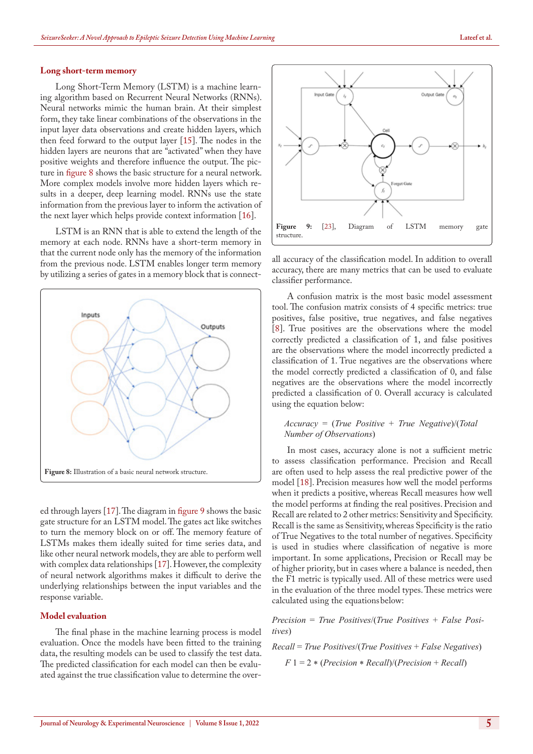## Long short-term memory

Long Short-Term Memory (LSTM) is a machine learning algorithm based on Recurrent Neural Networks (RNNs). Neural networks mimic the human brain. At their simplest form, they take linear combinations of the observations in the input layer data observations and create hidden layers, which then feed forward to the output layer [15]. The nodes in the hidden layers are neurons that are "activated" when they have positive weights and therefore influence the output. The picture in figure 8 shows the basic structure for a neural network. More complex models involve more hidden layers which results in a deeper, deep learning model. RNNs use the state information from the previous layer to inform the activation of the next layer which helps provide context information [16].

LSTM is an RNN that is able to extend the length of the memory at each node. RNNs have a short-term memory in that the current node only has the memory of the information from the previous node. LSTM enables longer term memory by utilizing a series of gates in a memory block that is connected through layers [17]. The diagram in figure 9 shows the basic gate structure for an LSTM model. The gates act like switches to turn the memory block on or off. The memory feature of LSTMs makes them ideally suited for time series data, and like other neural network models, they are able to perform well with complex data relationships [17]. However, the complexity of neural network algorithms makes it difficult to derive the underlying relationships between the input variables and the response variable.

**Figure 8:** Illustration of a basic neural network structure.

**Figure 9:** [23], Diagram of LSTM memory gate structure.

## Model evaluation

The final phase in the machine learning process is model evaluation. Once the models have been fitted to the training data, the resulting models can be used to classify the test data. The predicted classification for each model can then be evaluated against the true classification value to determine the overall accuracy of the classification model. In addition to overall accuracy, there are many metrics that can be used to evaluate classifier performance.

A confusion matrix is the most basic model assessment tool. The confusion matrix consists of 4 specific metrics: true positives, false positive, true negatives, and false negatives [8]. True positives are the observations where the model correctly predicted a classification of 1, and false positives are the observations where the model incorrectly predicted a classification of 1. True negatives are the observations where the model correctly predicted a classification of 0, and false negatives are the observations where the model incorrectly predicted a classification of 0. Overall accuracy is calculated using the equation below:

*Accuracy = (True Positive + True Negative)/(Total Number of Observations)*

In most cases, accuracy alone is not a sufficient metric to assess classification performance. Precision and Recall are often used to help assess the real predictive power of the model [18]. Precision measures how well the model performs when it predicts a positive, whereas Recall measures how well the model performs at finding the real positives. Precision and Recall are related to 2 other metrics: Sensitivity and Specificity. Recall is the same as Sensitivity, whereas Specificity is the ratio of True Negatives to the total number of negatives. Specificity is used in studies where classification of negative is more important. In some applications, Precision or Recall may be of higher priority, but in cases where a balance is needed, then the F1 metric is typically used. All of these metrics were used in the evaluation of the three model types. These metrics were calculated using the equations below:

*Precision = True Positives/(True Positives + False Positives)*

*Recall = True Positives/(True Positives + False Negatives)*

$F1 = 2 * (Precision * Recall)/(Precision + Recall)$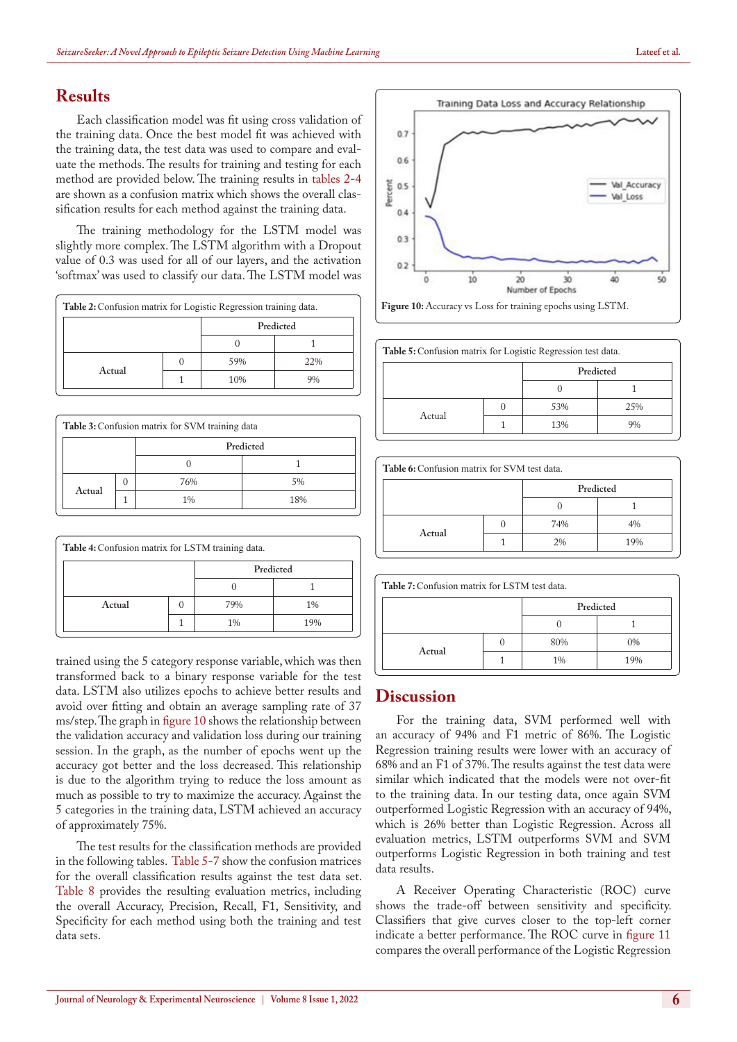## Results

Each classification model was fit using cross validation of the training data. Once the best model fit was achieved with the training data, the test data was used to compare and evaluate the methods. The results for training and testing for each method are provided below. The training results in tables 2-4 are shown as a confusion matrix which shows the overall classification results for each method against the training data.

The training methodology for the LSTM model was slightly more complex. The LSTM algorithm with a Dropout value of 0.3 was used for all of our layers, and the activation 'softmax' was used to classify our data. The LSTM model was trained using the 5 category response variable, which was then transformed back to a binary response variable for the test data. LSTM also utilizes epochs to achieve better results and avoid over fitting and obtain an average sampling rate of 37 ms/step. The graph in figure 10 shows the relationship between the validation accuracy and validation loss during our training session. In the graph, as the number of epochs went up the accuracy got better and the loss decreased. This relationship is due to the algorithm trying to reduce the loss amount as much as possible to try to maximize the accuracy. Against the 5 categories in the training data, LSTM achieved an accuracy of approximately 75%.

**Table 2:** Confusion matrix for Logistic Regression training data.

| | | Predicted | |
|---|---|---|---|
| | | 0 | 1 |
| Actual | 0 | 59% | 22% |
| | 1 | 10% | 9% |

**Table 3:** Confusion matrix for SVM training data

| | | Predicted | |
|---|---|---|---|
| | | 0 | 1 |
| Actual | 0 | 76% | 5% |
| | 1 | 1% | 18% |

**Table 4:** Confusion matrix for LSTM training data.

| | | Predicted | |
|---|---|---|---|
| | | 0 | 1 |
| Actual | 0 | 79% | 1% |
| | 1 | 1% | 19% |

**Figure 10:** Accuracy vs Loss for training epochs using LSTM.

The test results for the classification methods are provided in the following tables. Table 5-7 show the confusion matrices for the overall classification results against the test data set. Table 8 provides the resulting evaluation metrics, including the overall Accuracy, Precision, Recall, F1, Sensitivity, and Specificity for each method using both the training and test data sets.

**Table 5:** Confusion matrix for Logistic Regression test data.

| | | Predicted | |
|---|---|---|---|
| | | 0 | 1 |
| Actual | 0 | 53% | 25% |
| | 1 | 13% | 9% |

**Table 6:** Confusion matrix for SVM test data.

| | | Predicted | |
|---|---|---|---|
| | | 0 | 1 |
| Actual | 0 | 74% | 4% |
| | 1 | 2% | 19% |

**Table 7:** Confusion matrix for LSTM test data.

| | | Predicted | |
|---|---|---|---|
| | | 0 | 1 |
| Actual | 0 | 80% | 0% |
| | 1 | 1% | 19% |

## Discussion

For the training data, SVM performed well with an accuracy of 94% and F1 metric of 86%. The Logistic Regression training results were lower with an accuracy of 68% and an F1 of 37%. The results against the test data were similar which indicated that the models were not over-fit to the training data. In our testing data, once again SVM outperformed Logistic Regression with an accuracy of 94%, which is 26% better than Logistic Regression. Across all evaluation metrics, LSTM outperforms SVM and SVM outperforms Logistic Regression in both training and test data results.

A Receiver Operating Characteristic (ROC) curve shows the trade-off between sensitivity and specificity. Classifiers that give curves closer to the top-left corner indicate a better performance. The ROC curve in figure 11 compares the overall performance of the Logistic Regression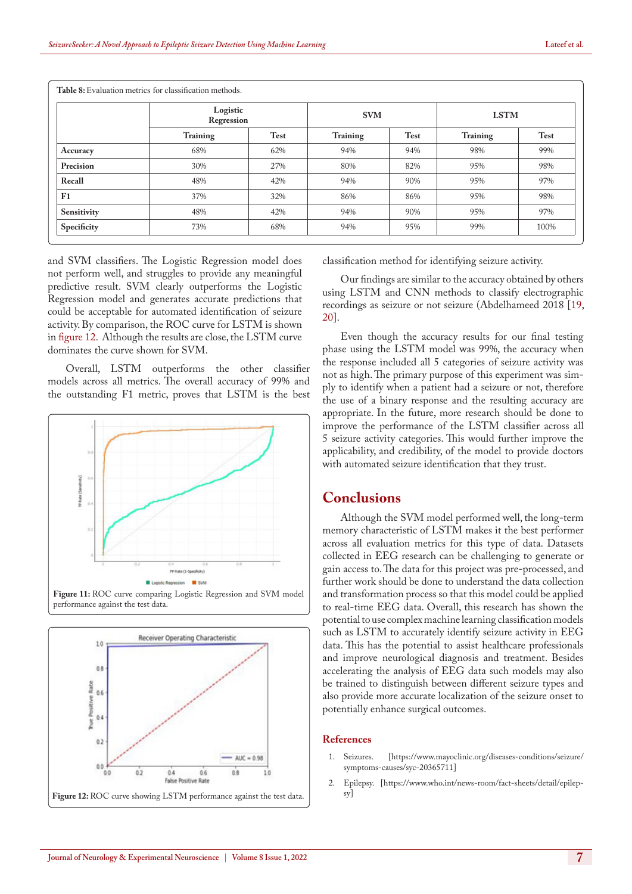Table 8: Evaluation metrics for classification methods.

| | Logistic Regression | | SVM | | LSTM | |
|---|---|---|---|---|---|---|
| | Training | Test | Training | Test | Training | Test |
| **Accuracy** | 68% | 62% | 94% | 94% | 98% | 99% |
| **Precision** | 30% | 27% | 80% | 82% | 95% | 98% |
| **Recall** | 48% | 42% | 94% | 90% | 95% | 97% |
| **F1** | 37% | 32% | 86% | 86% | 95% | 98% |
| **Sensitivity** | 48% | 42% | 94% | 90% | 95% | 97% |
| **Specificity** | 73% | 68% | 94% | 95% | 99% | 100% |

and SVM classifiers. The Logistic Regression model does not perform well, and struggles to provide any meaningful predictive result. SVM clearly outperforms the Logistic Regression model and generates accurate predictions that could be acceptable for automated identification of seizure activity. By comparison, the ROC curve for LSTM is shown in figure 12. Although the results are close, the LSTM curve dominates the curve shown for SVM.

Overall, LSTM outperforms the other classifier models across all metrics. The overall accuracy of 99% and the outstanding F1 metric, proves that LSTM is the best classification method for identifying seizure activity.

Figure 11: ROC curve comparing Logistic Regression and SVM model performance against the test data.

Figure 12: ROC curve showing LSTM performance against the test data.

Our findings are similar to the accuracy obtained by others using LSTM and CNN methods to classify electrographic recordings as seizure or not seizure (Abdelhameed 2018 [19, 20].

Even though the accuracy results for our final testing phase using the LSTM model was 99%, the accuracy when the response included all 5 categories of seizure activity was not as high. The primary purpose of this experiment was simply to identify when a patient had a seizure or not, therefore the use of a binary response and the resulting accuracy are appropriate. In the future, more research should be done to improve the performance of the LSTM classifier across all 5 seizure activity categories. This would further improve the applicability, and credibility, of the model to provide doctors with automated seizure identification that they trust.

## Conclusions

Although the SVM model performed well, the long-term memory characteristic of LSTM makes it the best performer across all evaluation metrics for this type of data. Datasets collected in EEG research can be challenging to generate or gain access to. The data for this project was pre-processed, and further work should be done to understand the data collection and transformation process so that this model could be applied to real-time EEG data. Overall, this research has shown the potential to use complex machine learning classification models such as LSTM to accurately identify seizure activity in EEG data. This has the potential to assist healthcare professionals and improve neurological diagnosis and treatment. Besides accelerating the analysis of EEG data such models may also be trained to distinguish between different seizure types and also provide more accurate localization of the seizure onset to potentially enhance surgical outcomes.

## References

1. Seizures. [https://www.mayoclinic.org/diseases-conditions/seizure/symptoms-causes/syc-20365711]
2. Epilepsy. [https://www.who.int/news-room/fact-sheets/detail/epilepsy]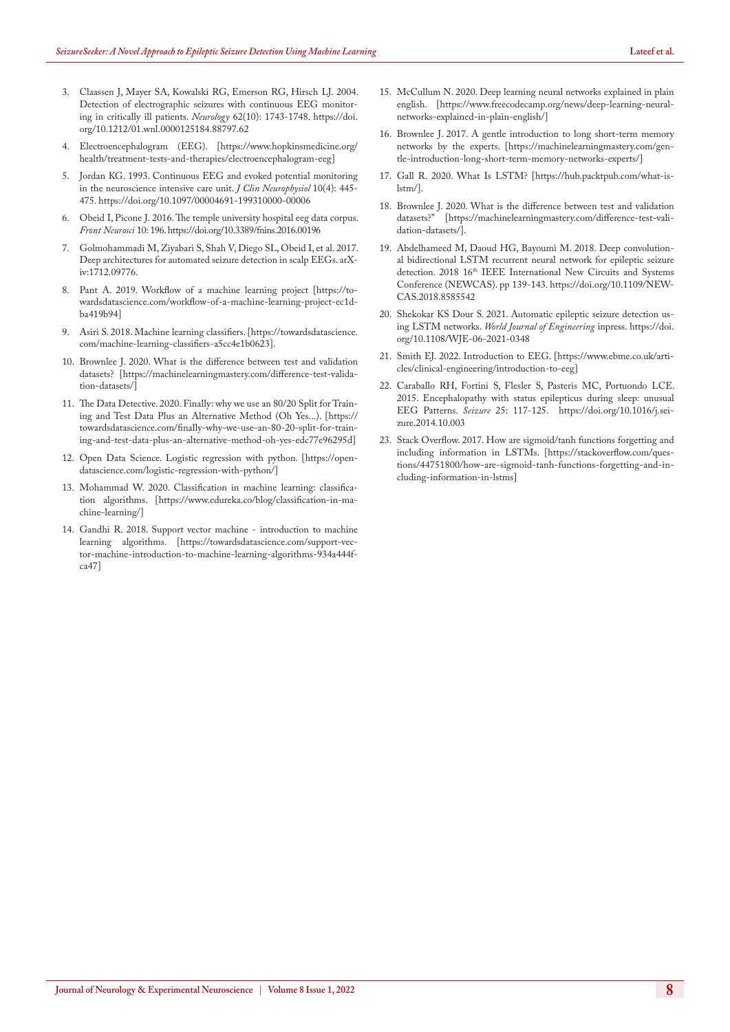3. Claassen J, Mayer SA, Kowalski RG, Emerson RG, Hirsch LJ. 2004. Detection of electrographic seizures with continuous EEG monitoring in critically ill patients. *Neurology* 62(10): 1743-1748. https://doi.org/10.1212/01.wnl.0000125184.88797.62

4. Electroencephalogram (EEG). [https://www.hopkinsmedicine.org/health/treatment-tests-and-therapies/electroencephalogram-eeg]

5. Jordan KG. 1993. Continuous EEG and evoked potential monitoring in the neuroscience intensive care unit. *J Clin Neurophysiol* 10(4): 445-475. https://doi.org/10.1097/00004691-199310000-00006

6. Obeid I, Picone J. 2016. The temple university hospital eeg data corpus. *Front Neurosci* 10: 196. https://doi.org/10.3389/fnins.2016.00196

7. Golmohammadi M, Ziyabari S, Shah V, Diego SL, Obeid I, et al. 2017. Deep architectures for automated seizure detection in scalp EEGs. arXiv:1712.09776.

8. Pant A. 2019. Workflow of a machine learning project [https://towardsdatascience.com/workflow-of-a-machine-learning-project-ec1dba419b94]

9. Asiri S. 2018. Machine learning classifiers. [https://towardsdatascience.com/machine-learning-classifiers-a5cc4e1b0623].

10. Brownlee J. 2020. What is the difference between test and validation datasets? [https://machinelearningmastery.com/difference-test-validation-datasets/]

11. The Data Detective. 2020. Finally: why we use an 80/20 Split for Training and Test Data Plus an Alternative Method (Oh Yes...). [https://towardsdatascience.com/finally-why-we-use-an-80-20-split-for-training-and-test-data-plus-an-alternative-method-oh-yes-edc77e96295d]

12. Open Data Science. Logistic regression with python. [https://opendatascience.com/logistic-regression-with-python/]

13. Mohammad W. 2020. Classification in machine learning: classification algorithms. [https://www.edureka.co/blog/classification-in-machine-learning/]

14. Gandhi R. 2018. Support vector machine - introduction to machine learning algorithms. [https://towardsdatascience.com/support-vector-machine-introduction-to-machine-learning-algorithms-934a444fca47]

15. McCullum N. 2020. Deep learning neural networks explained in plain english. [https://www.freecodecamp.org/news/deep-learning-neural-networks-explained-in-plain-english/]

16. Brownlee J. 2017. A gentle introduction to long short-term memory networks by the experts. [https://machinelearningmastery.com/gentle-introduction-long-short-term-memory-networks-experts/]

17. Gall R. 2020. What Is LSTM? [https://hub.packtpub.com/what-is-lstm/].

18. Brownlee J. 2020. What is the difference between test and validation datasets?" [https://machinelearningmastery.com/difference-test-validation-datasets/].

19. Abdelhameed M, Daoud HG, Bayoumi M. 2018. Deep convolutional bidirectional LSTM recurrent neural network for epileptic seizure detection. 2018 16th IEEE International New Circuits and Systems Conference (NEWCAS). pp 139-143. https://doi.org/10.1109/NEWCAS.2018.8585542

20. Shekokar KS Dour S. 2021. Automatic epileptic seizure detection using LSTM networks. *World Journal of Engineering* inpress. https://doi.org/10.1108/WJE-06-2021-0348

21. Smith EJ. 2022. Introduction to EEG. [https://www.ebme.co.uk/articles/clinical-engineering/introduction-to-eeg]

22. Caraballo RH, Fortini S, Flesler S, Pasteris MC, Portuondo LCE. 2015. Encephalopathy with status epilepticus during sleep: unusual EEG Patterns. *Seizure* 25: 117-125. https://doi.org/10.1016/j.seizure.2014.10.003

23. Stack Overflow. 2017. How are sigmoid/tanh functions forgetting and including information in LSTMs. [https://stackoverflow.com/questions/44751800/how-are-sigmoid-tanh-functions-forgetting-and-including-information-in-lstms]